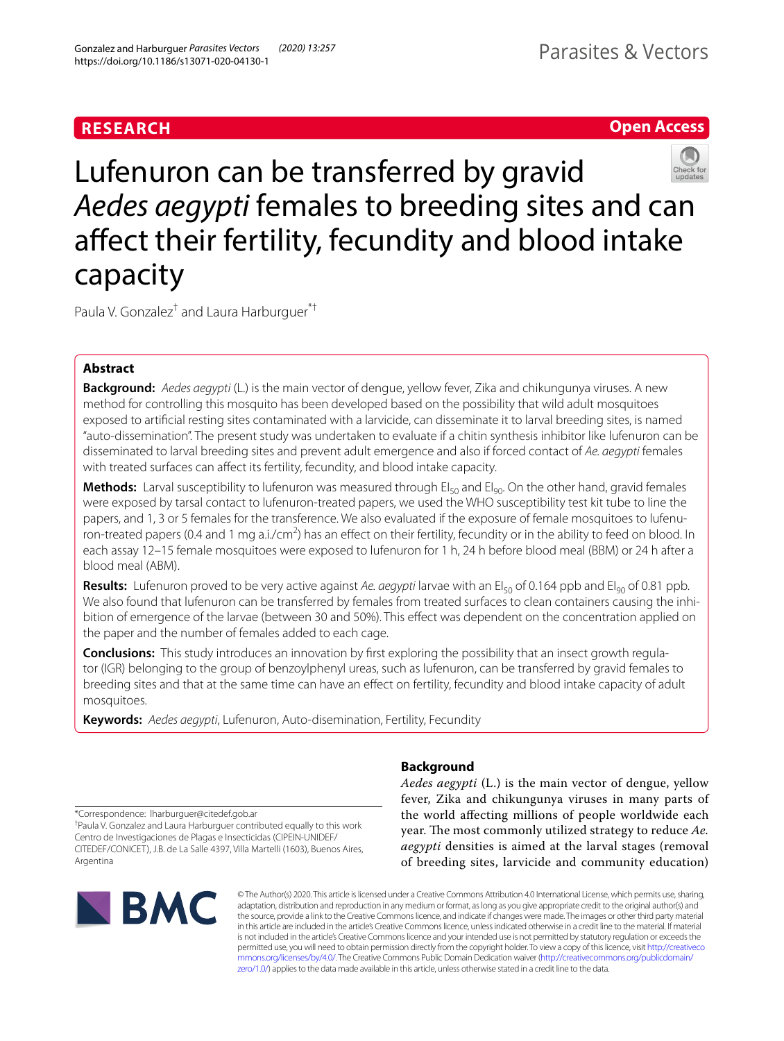**RESEARCH** **Open Access**

# Lufenuron can be transferred by gravid *Aedes aegypti* females to breeding sites and can affect their fertility, fecundity and blood intake capacity

Paula V. Gonzalez[†] and Laura Harburguer[*†]

## Abstract

**Background:** *Aedes aegypti* (L.) is the main vector of dengue, yellow fever, Zika and chikungunya viruses. A new method for controlling this mosquito has been developed based on the possibility that wild adult mosquitoes exposed to artificial resting sites contaminated with a larvicide, can disseminate it to larval breeding sites, is named "auto-dissemination". The present study was undertaken to evaluate if a chitin synthesis inhibitor like lufenuron can be disseminated to larval breeding sites and prevent adult emergence and also if forced contact of *Ae. aegypti* females with treated surfaces can affect its fertility, fecundity, and blood intake capacity.

**Methods:** Larval susceptibility to lufenuron was measured through $EI_{50}$ and $EI_{90}$. On the other hand, gravid females were exposed by tarsal contact to lufenuron-treated papers, we used the WHO susceptibility test kit tube to line the papers, and 1, 3 or 5 females for the transference. We also evaluated if the exposure of female mosquitoes to lufenuron-treated papers (0.4 and 1 mg a.i./cm$^2$) has an effect on their fertility, fecundity or in the ability to feed on blood. In each assay 12–15 female mosquitoes were exposed to lufenuron for 1 h, 24 h before blood meal (BBM) or 24 h after a blood meal (ABM).

**Results:** Lufenuron proved to be very active against *Ae. aegypti* larvae with an $EI_{50}$ of 0.164 ppb and $EI_{90}$ of 0.81 ppb. We also found that lufenuron can be transferred by females from treated surfaces to clean containers causing the inhibition of emergence of the larvae (between 30 and 50%). This effect was dependent on the concentration applied on the paper and the number of females added to each cage.

**Conclusions:** This study introduces an innovation by first exploring the possibility that an insect growth regulator (IGR) belonging to the group of benzoylphenyl ureas, such as lufenuron, can be transferred by gravid females to breeding sites and that at the same time can have an effect on fertility, fecundity and blood intake capacity of adult mosquitoes.

**Keywords:** *Aedes aegypti*, Lufenuron, Auto-disemination, Fertility, Fecundity

*Correspondence: lharburguer@citedef.gob.ar
[†]Paula V. Gonzalez and Laura Harburguer contributed equally to this work
Centro de Investigaciones de Plagas e Insecticidas (CIPEIN-UNIDEF/CITEDEF/CONICET), J.B. de La Salle 4397, Villa Martelli (1603), Buenos Aires, Argentina

## Background

*Aedes aegypti* (L.) is the main vector of dengue, yellow fever, Zika and chikungunya viruses in many parts of the world affecting millions of people worldwide each year. The most commonly utilized strategy to reduce *Ae. aegypti* densities is aimed at the larval stages (removal of breeding sites, larvicide and community education)

© The Author(s) 2020. This article is licensed under a Creative Commons Attribution 4.0 International License, which permits use, sharing, adaptation, distribution and reproduction in any medium or format, as long as you give appropriate credit to the original author(s) and the source, provide a link to the Creative Commons licence, and indicate if changes were made. The images or other third party material in this article are included in the article's Creative Commons licence, unless indicated otherwise in a credit line to the material. If material is not included in the article's Creative Commons licence and your intended use is not permitted by statutory regulation or exceeds the permitted use, you will need to obtain permission directly from the copyright holder. To view a copy of this licence, visit http://creativecommons.org/licenses/by/4.0/. The Creative Commons Public Domain Dedication waiver (http://creativecommons.org/publicdomain/zero/1.0/) applies to the data made available in this article, unless otherwise stated in a credit line to the data.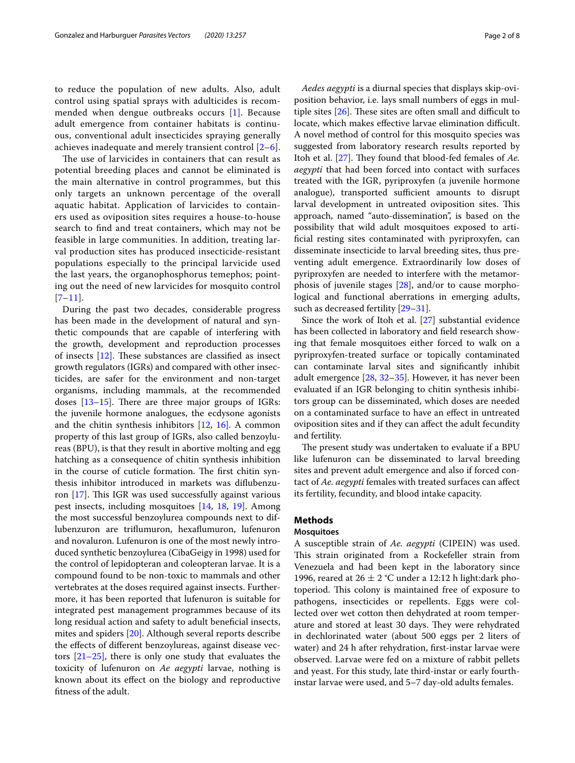to reduce the population of new adults. Also, adult control using spatial sprays with adulticides is recommended when dengue outbreaks occurs [1]. Because adult emergence from container habitats is continuous, conventional adult insecticides spraying generally achieves inadequate and merely transient control [2–6].

The use of larvicides in containers that can result as potential breeding places and cannot be eliminated is the main alternative in control programmes, but this only targets an unknown percentage of the overall aquatic habitat. Application of larvicides to containers used as oviposition sites requires a house-to-house search to find and treat containers, which may not be feasible in large communities. In addition, treating larval production sites has produced insecticide-resistant populations especially to the principal larvicide used the last years, the organophosphorus temephos; pointing out the need of new larvicides for mosquito control [7–11].

During the past two decades, considerable progress has been made in the development of natural and synthetic compounds that are capable of interfering with the growth, development and reproduction processes of insects [12]. These substances are classified as insect growth regulators (IGRs) and compared with other insecticides, are safer for the environment and non-target organisms, including mammals, at the recommended doses [13–15]. There are three major groups of IGRs: the juvenile hormone analogues, the ecdysone agonists and the chitin synthesis inhibitors [12, 16]. A common property of this last group of IGRs, also called benzoylureas (BPU), is that they result in abortive molting and egg hatching as a consequence of chitin synthesis inhibition in the course of cuticle formation. The first chitin synthesis inhibitor introduced in markets was diflubenzuron [17]. This IGR was used successfully against various pest insects, including mosquitoes [14, 18, 19]. Among the most successful benzoylurea compounds next to diflubenzuron are triflumuron, hexaflumuron, lufenuron and novaluron. Lufenuron is one of the most newly introduced synthetic benzoylurea (CibaGeigy in 1998) used for the control of lepidopteran and coleopteran larvae. It is a compound found to be non-toxic to mammals and other vertebrates at the doses required against insects. Furthermore, it has been reported that lufenuron is suitable for integrated pest management programmes because of its long residual action and safety to adult beneficial insects, mites and spiders [20]. Although several reports describe the effects of different benzoylureas, against disease vectors [21–25], there is only one study that evaluates the toxicity of lufenuron on *Ae aegypti* larvae, nothing is known about its effect on the biology and reproductive fitness of the adult.

*Aedes aegypti* is a diurnal species that displays skip-oviposition behavior, i.e. lays small numbers of eggs in multiple sites [26]. These sites are often small and difficult to locate, which makes effective larvae elimination difficult. A novel method of control for this mosquito species was suggested from laboratory research results reported by Itoh et al. [27]. They found that blood-fed females of *Ae. aegypti* that had been forced into contact with surfaces treated with the IGR, pyriproxyfen (a juvenile hormone analogue), transported sufficient amounts to disrupt larval development in untreated oviposition sites. This approach, named "auto-dissemination", is based on the possibility that wild adult mosquitoes exposed to artificial resting sites contaminated with pyriproxyfen, can disseminate insecticide to larval breeding sites, thus preventing adult emergence. Extraordinarily low doses of pyriproxyfen are needed to interfere with the metamorphosis of juvenile stages [28], and/or to cause morphological and functional aberrations in emerging adults, such as decreased fertility [29–31].

Since the work of Itoh et al. [27] substantial evidence has been collected in laboratory and field research showing that female mosquitoes either forced to walk on a pyriproxyfen-treated surface or topically contaminated can contaminate larval sites and significantly inhibit adult emergence [28, 32–35]. However, it has never been evaluated if an IGR belonging to chitin synthesis inhibitors group can be disseminated, which doses are needed on a contaminated surface to have an effect in untreated oviposition sites and if they can affect the adult fecundity and fertility.

The present study was undertaken to evaluate if a BPU like lufenuron can be disseminated to larval breeding sites and prevent adult emergence and also if forced contact of *Ae. aegypti* females with treated surfaces can affect its fertility, fecundity, and blood intake capacity.

## Methods

### Mosquitoes

A susceptible strain of *Ae. aegypti* (CIPEIN) was used. This strain originated from a Rockefeller strain from Venezuela and had been kept in the laboratory since 1996, reared at 26 ± 2 °C under a 12:12 h light:dark photoperiod. This colony is maintained free of exposure to pathogens, insecticides or repellents. Eggs were collected over wet cotton then dehydrated at room temperature and stored at least 30 days. They were rehydrated in dechlorinated water (about 500 eggs per 2 liters of water) and 24 h after rehydration, first-instar larvae were observed. Larvae were fed on a mixture of rabbit pellets and yeast. For this study, late third-instar or early fourth-instar larvae were used, and 5–7 day-old adults females.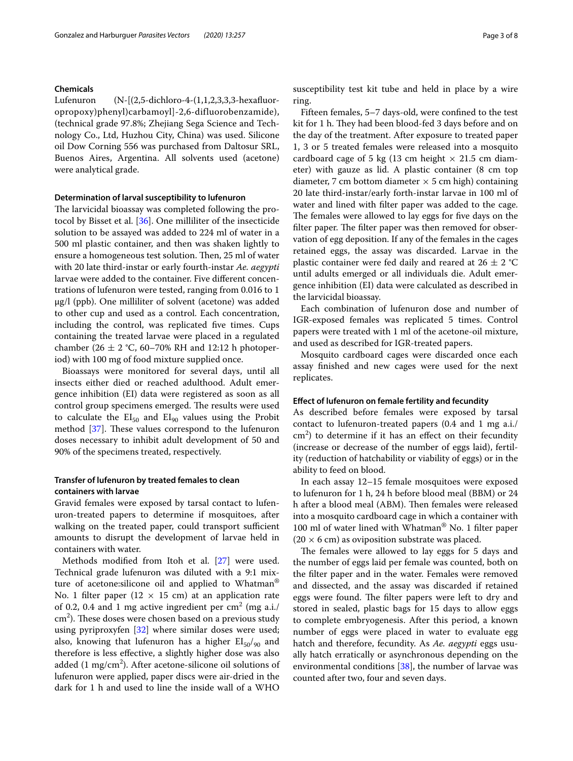### Chemicals

Lufenuron (N-[(2,5-dichloro-4-(1,1,2,3,3,3-hexafluoropropoxy)phenyl)carbamoyl]-2,6-difluorobenzamide), (technical grade 97.8%; Zhejiang Sega Science and Technology Co., Ltd, Huzhou City, China) was used. Silicone oil Dow Corning 556 was purchased from Daltosur SRL, Buenos Aires, Argentina. All solvents used (acetone) were analytical grade.

### Determination of larval susceptibility to lufenuron

The larvicidal bioassay was completed following the protocol by Bisset et al. [36]. One milliliter of the insecticide solution to be assayed was added to 224 ml of water in a 500 ml plastic container, and then was shaken lightly to ensure a homogeneous test solution. Then, 25 ml of water with 20 late third-instar or early fourth-instar *Ae. aegypti* larvae were added to the container. Five different concentrations of lufenuron were tested, ranging from 0.016 to 1 μg/l (ppb). One milliliter of solvent (acetone) was added to other cup and used as a control. Each concentration, including the control, was replicated five times. Cups containing the treated larvae were placed in a regulated chamber (26 ± 2 °C, 60–70% RH and 12:12 h photoperiod) with 100 mg of food mixture supplied once.

Bioassays were monitored for several days, until all insects either died or reached adulthood. Adult emergence inhibition (EI) data were registered as soon as all control group specimens emerged. The results were used to calculate the $EI_{50}$ and $EI_{90}$ values using the Probit method [37]. These values correspond to the lufenuron doses necessary to inhibit adult development of 50 and 90% of the specimens treated, respectively.

### Transfer of lufenuron by treated females to clean containers with larvae

Gravid females were exposed by tarsal contact to lufenuron-treated papers to determine if mosquitoes, after walking on the treated paper, could transport sufficient amounts to disrupt the development of larvae held in containers with water.

Methods modified from Itoh et al. [27] were used. Technical grade lufenuron was diluted with a 9:1 mixture of acetone:silicone oil and applied to Whatman® No. 1 filter paper (12 × 15 cm) at an application rate of 0.2, 0.4 and 1 mg active ingredient per $cm^2$ (mg a.i./$cm^2$). These doses were chosen based on a previous study using pyriproxyfen [32] where similar doses were used; also, knowing that lufenuron has a higher $EI_{50}/_{90}$ and therefore is less effective, a slightly higher dose was also added (1 mg/$cm^2$). After acetone-silicone oil solutions of lufenuron were applied, paper discs were air-dried in the dark for 1 h and used to line the inside wall of a WHO susceptibility test kit tube and held in place by a wire ring.

Fifteen females, 5–7 days-old, were confined to the test kit for 1 h. They had been blood-fed 3 days before and on the day of the treatment. After exposure to treated paper 1, 3 or 5 treated females were released into a mosquito cardboard cage of 5 kg (13 cm height × 21.5 cm diameter) with gauze as lid. A plastic container (8 cm top diameter, 7 cm bottom diameter × 5 cm high) containing 20 late third-instar/early forth-instar larvae in 100 ml of water and lined with filter paper was added to the cage. The females were allowed to lay eggs for five days on the filter paper. The filter paper was then removed for observation of egg deposition. If any of the females in the cages retained eggs, the assay was discarded. Larvae in the plastic container were fed daily and reared at 26 ± 2 °C until adults emerged or all individuals die. Adult emergence inhibition (EI) data were calculated as described in the larvicidal bioassay.

Each combination of lufenuron dose and number of IGR-exposed females was replicated 5 times. Control papers were treated with 1 ml of the acetone-oil mixture, and used as described for IGR-treated papers.

Mosquito cardboard cages were discarded once each assay finished and new cages were used for the next replicates.

### Effect of lufenuron on female fertility and fecundity

As described before females were exposed by tarsal contact to lufenuron-treated papers (0.4 and 1 mg a.i./$cm^2$) to determine if it has an effect on their fecundity (increase or decrease of the number of eggs laid), fertility (reduction of hatchability or viability of eggs) or in the ability to feed on blood.

In each assay 12–15 female mosquitoes were exposed to lufenuron for 1 h, 24 h before blood meal (BBM) or 24 h after a blood meal (ABM). Then females were released into a mosquito cardboard cage in which a container with 100 ml of water lined with Whatman® No. 1 filter paper (20 × 6 cm) as oviposition substrate was placed.

The females were allowed to lay eggs for 5 days and the number of eggs laid per female was counted, both on the filter paper and in the water. Females were removed and dissected, and the assay was discarded if retained eggs were found. The filter papers were left to dry and stored in sealed, plastic bags for 15 days to allow eggs to complete embryogenesis. After this period, a known number of eggs were placed in water to evaluate egg hatch and therefore, fecundity. As *Ae. aegypti* eggs usually hatch erratically or asynchronous depending on the environmental conditions [38], the number of larvae was counted after two, four and seven days.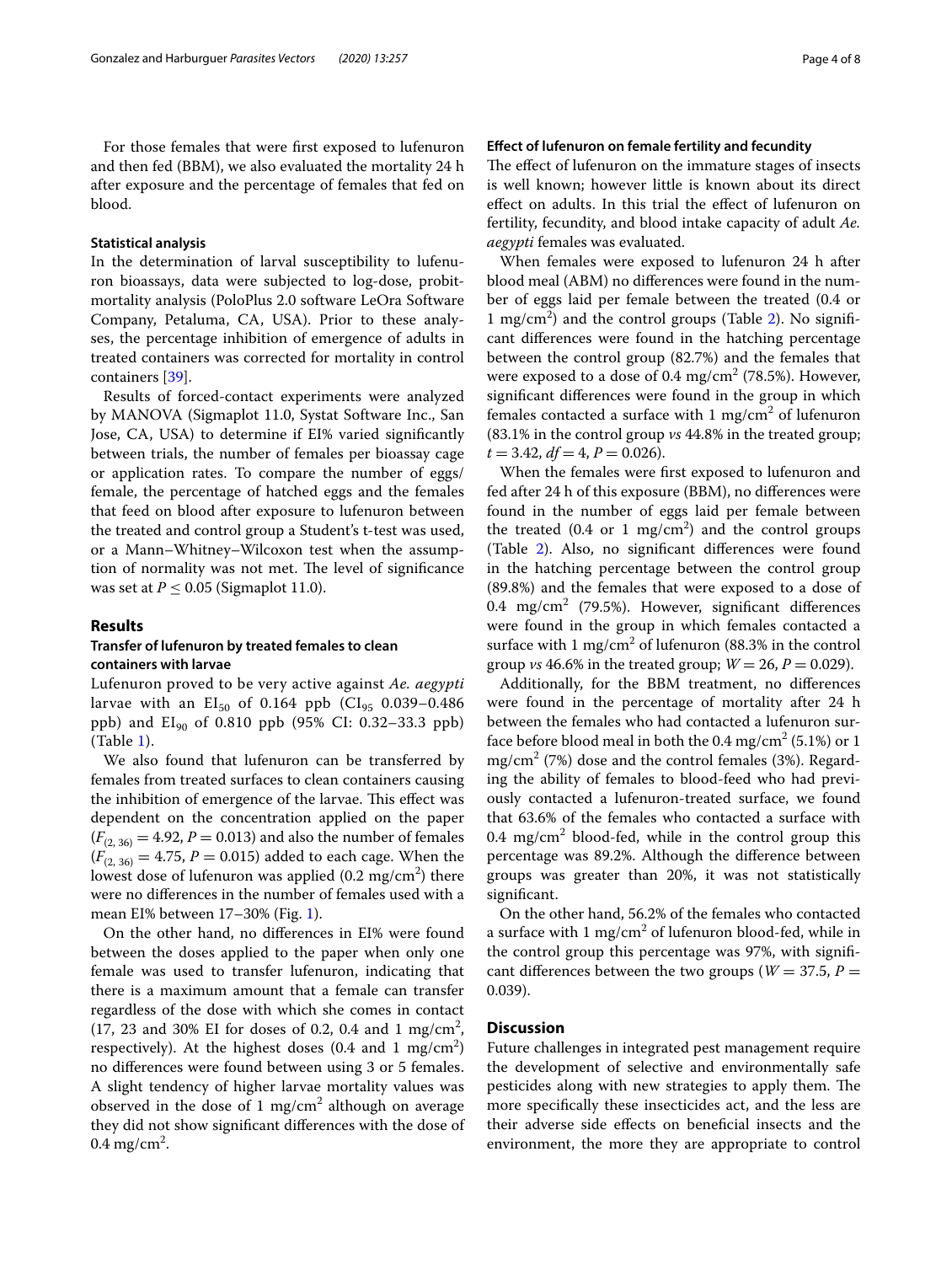For those females that were first exposed to lufenuron and then fed (BBM), we also evaluated the mortality 24 h after exposure and the percentage of females that fed on blood.

### Statistical analysis

In the determination of larval susceptibility to lufenuron bioassays, data were subjected to log-dose, probit-mortality analysis (PoloPlus 2.0 software LeOra Software Company, Petaluma, CA, USA). Prior to these analyses, the percentage inhibition of emergence of adults in treated containers was corrected for mortality in control containers [39].

Results of forced-contact experiments were analyzed by MANOVA (Sigmaplot 11.0, Systat Software Inc., San Jose, CA, USA) to determine if EI% varied significantly between trials, the number of females per bioassay cage or application rates. To compare the number of eggs/female, the percentage of hatched eggs and the females that feed on blood after exposure to lufenuron between the treated and control group a Student's t-test was used, or a Mann–Whitney–Wilcoxon test when the assumption of normality was not met. The level of significance was set at $P \leq 0.05$ (Sigmaplot 11.0).

## Results

### Transfer of lufenuron by treated females to clean containers with larvae

Lufenuron proved to be very active against *Ae. aegypti* larvae with an $EI_{50}$ of 0.164 ppb ($CI_{95}$ 0.039–0.486 ppb) and $EI_{90}$ of 0.810 ppb (95% CI: 0.32–33.3 ppb) (Table 1).

We also found that lufenuron can be transferred by females from treated surfaces to clean containers causing the inhibition of emergence of the larvae. This effect was dependent on the concentration applied on the paper ($F_{(2, 36)} = 4.92$, $P = 0.013$) and also the number of females ($F_{(2, 36)} = 4.75$, $P = 0.015$) added to each cage. When the lowest dose of lufenuron was applied (0.2 mg/cm$^2$) there were no differences in the number of females used with a mean EI% between 17–30% (Fig. 1).

On the other hand, no differences in EI% were found between the doses applied to the paper when only one female was used to transfer lufenuron, indicating that there is a maximum amount that a female can transfer regardless of the dose with which she comes in contact (17, 23 and 30% EI for doses of 0.2, 0.4 and 1 mg/cm$^2$, respectively). At the highest doses (0.4 and 1 mg/cm$^2$) no differences were found between using 3 or 5 females. A slight tendency of higher larvae mortality values was observed in the dose of 1 mg/cm$^2$ although on average they did not show significant differences with the dose of 0.4 mg/cm$^2$.

### Effect of lufenuron on female fertility and fecundity

The effect of lufenuron on the immature stages of insects is well known; however little is known about its direct effect on adults. In this trial the effect of lufenuron on fertility, fecundity, and blood intake capacity of adult *Ae. aegypti* females was evaluated.

When females were exposed to lufenuron 24 h after blood meal (ABM) no differences were found in the number of eggs laid per female between the treated (0.4 or 1 mg/cm$^2$) and the control groups (Table 2). No significant differences were found in the hatching percentage between the control group (82.7%) and the females that were exposed to a dose of 0.4 mg/cm$^2$ (78.5%). However, significant differences were found in the group in which females contacted a surface with 1 mg/cm$^2$ of lufenuron (83.1% in the control group *vs* 44.8% in the treated group; $t = 3.42$, $df = 4$, $P = 0.026$).

When the females were first exposed to lufenuron and fed after 24 h of this exposure (BBM), no differences were found in the number of eggs laid per female between the treated (0.4 or 1 mg/cm$^2$) and the control groups (Table 2). Also, no significant differences were found in the hatching percentage between the control group (89.8%) and the females that were exposed to a dose of 0.4 mg/cm$^2$ (79.5%). However, significant differences were found in the group in which females contacted a surface with 1 mg/cm$^2$ of lufenuron (88.3% in the control group *vs* 46.6% in the treated group; $W = 26$, $P = 0.029$).

Additionally, for the BBM treatment, no differences were found in the percentage of mortality after 24 h between the females who had contacted a lufenuron surface before blood meal in both the 0.4 mg/cm$^2$ (5.1%) or 1 mg/cm$^2$ (7%) dose and the control females (3%). Regarding the ability of females to blood-feed who had previously contacted a lufenuron-treated surface, we found that 63.6% of the females who contacted a surface with 0.4 mg/cm$^2$ blood-fed, while in the control group this percentage was 89.2%. Although the difference between groups was greater than 20%, it was not statistically significant.

On the other hand, 56.2% of the females who contacted a surface with 1 mg/cm$^2$ of lufenuron blood-fed, while in the control group this percentage was 97%, with significant differences between the two groups ($W = 37.5$, $P = 0.039$).

## Discussion

Future challenges in integrated pest management require the development of selective and environmentally safe pesticides along with new strategies to apply them. The more specifically these insecticides act, and the less are their adverse side effects on beneficial insects and the environment, the more they are appropriate to control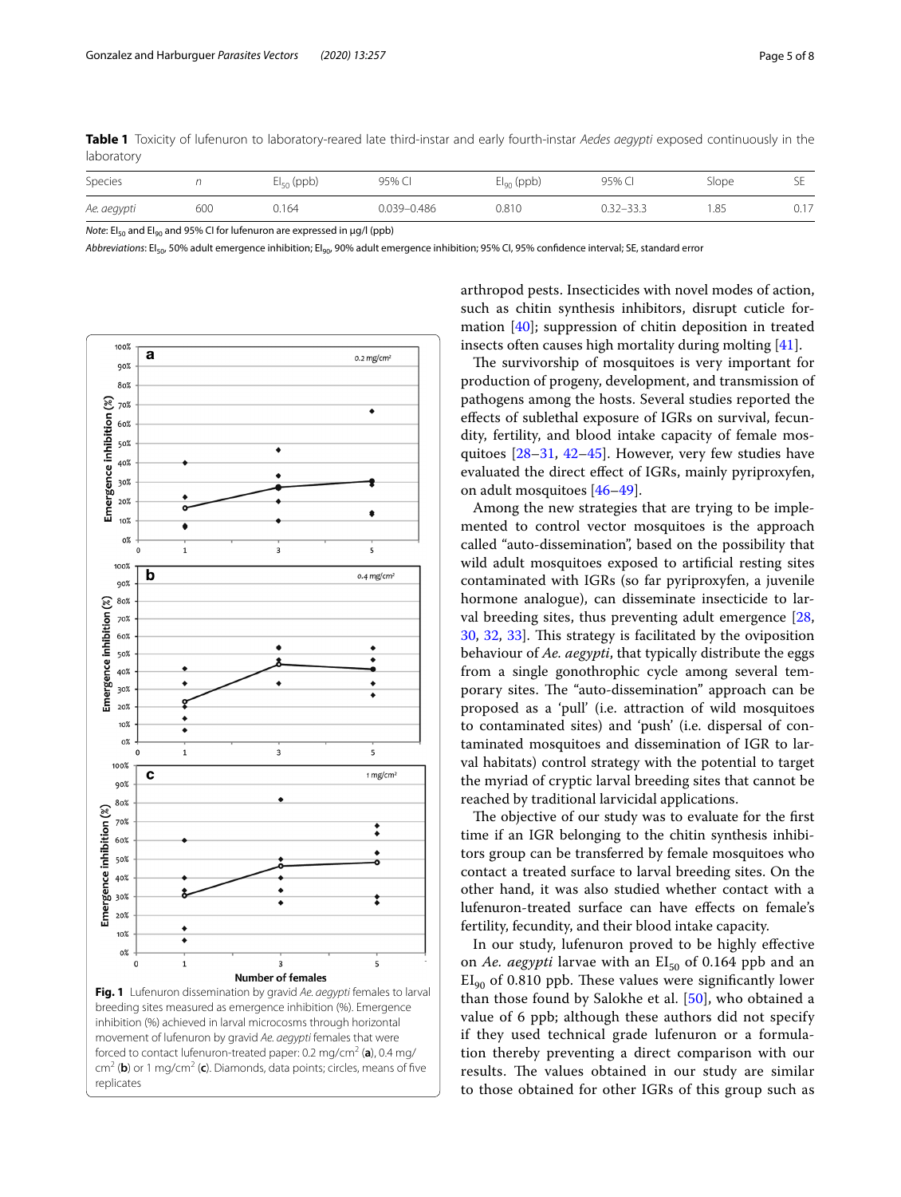**Table 1** Toxicity of lufenuron to laboratory-reared late third-instar and early fourth-instar *Aedes aegypti* exposed continuously in the laboratory

| Species | *n* | $EI_{50}$ (ppb) | 95% CI | $EI_{90}$ (ppb) | 95% CI | Slope | SE |
|---|---|---|---|---|---|---|---|
| *Ae. aegypti* | 600 | 0.164 | 0.039–0.486 | 0.810 | 0.32–33.3 | 1.85 | 0.17 |

*Note*: $EI_{50}$ and $EI_{90}$ and 95% CI for lufenuron are expressed in µg/l (ppb)

*Abbreviations*: $EI_{50}$, 50% adult emergence inhibition; $EI_{90}$, 90% adult emergence inhibition; 95% CI, 95% confidence interval; SE, standard error

**Fig. 1** Lufenuron dissemination by gravid *Ae. aegypti* females to larval breeding sites measured as emergence inhibition (%). Emergence inhibition (%) achieved in larval microcosms through horizontal movement of lufenuron by gravid *Ae. aegypti* females that were forced to contact lufenuron-treated paper: 0.2 mg/cm² (**a**), 0.4 mg/cm² (**b**) or 1 mg/cm² (**c**). Diamonds, data points; circles, means of five replicates

arthropod pests. Insecticides with novel modes of action, such as chitin synthesis inhibitors, disrupt cuticle formation [40]; suppression of chitin deposition in treated insects often causes high mortality during molting [41].

The survivorship of mosquitoes is very important for production of progeny, development, and transmission of pathogens among the hosts. Several studies reported the effects of sublethal exposure of IGRs on survival, fecundity, fertility, and blood intake capacity of female mosquitoes [28–31, 42–45]. However, very few studies have evaluated the direct effect of IGRs, mainly pyriproxyfen, on adult mosquitoes [46–49].

Among the new strategies that are trying to be implemented to control vector mosquitoes is the approach called "auto-dissemination", based on the possibility that wild adult mosquitoes exposed to artificial resting sites contaminated with IGRs (so far pyriproxyfen, a juvenile hormone analogue), can disseminate insecticide to larval breeding sites, thus preventing adult emergence [28, 30, 32, 33]. This strategy is facilitated by the oviposition behaviour of *Ae. aegypti*, that typically distribute the eggs from a single gonothrophic cycle among several temporary sites. The "auto-dissemination" approach can be proposed as a 'pull' (i.e. attraction of wild mosquitoes to contaminated sites) and 'push' (i.e. dispersal of contaminated mosquitoes and dissemination of IGR to larval habitats) control strategy with the potential to target the myriad of cryptic larval breeding sites that cannot be reached by traditional larvicidal applications.

The objective of our study was to evaluate for the first time if an IGR belonging to the chitin synthesis inhibitors group can be transferred by female mosquitoes who contact a treated surface to larval breeding sites. On the other hand, it was also studied whether contact with a lufenuron-treated surface can have effects on female's fertility, fecundity, and their blood intake capacity.

In our study, lufenuron proved to be highly effective on *Ae. aegypti* larvae with an $EI_{50}$ of 0.164 ppb and an $EI_{90}$ of 0.810 ppb. These values were significantly lower than those found by Salokhe et al. [50], who obtained a value of 6 ppb; although these authors did not specify if they used technical grade lufenuron or a formulation thereby preventing a direct comparison with our results. The values obtained in our study are similar to those obtained for other IGRs of this group such as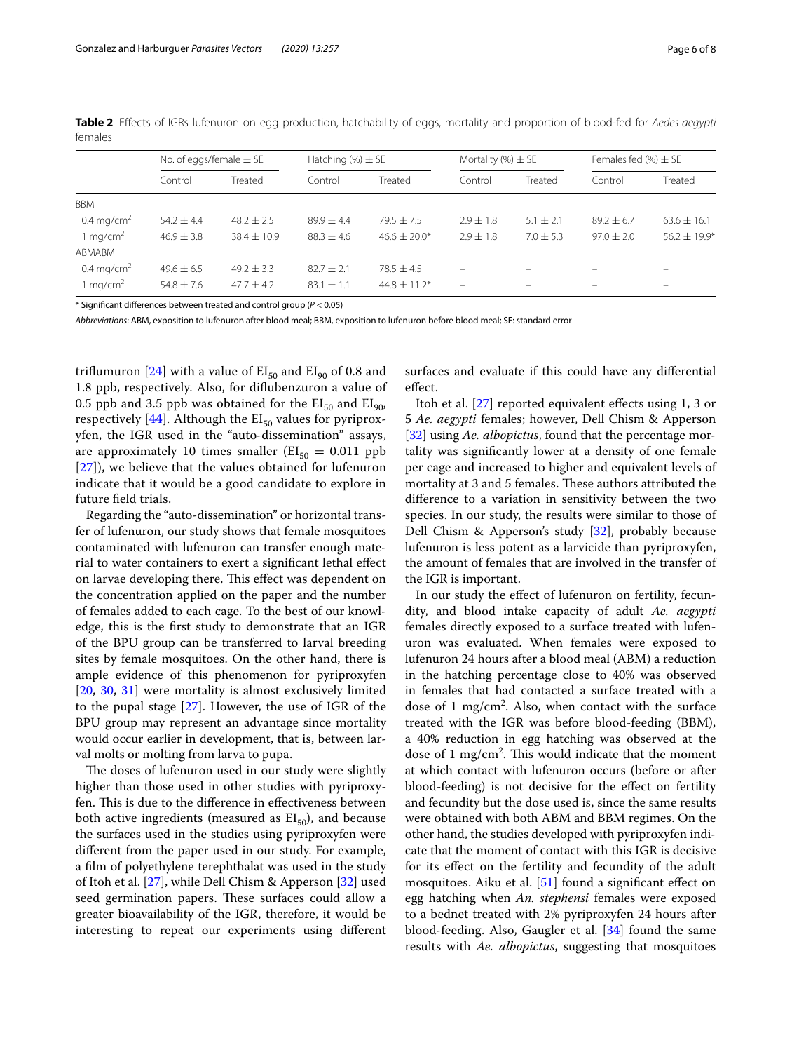**Table 2** Effects of IGRs lufenuron on egg production, hatchability of eggs, mortality and proportion of blood-fed for *Aedes aegypti* females

| | No. of eggs/female ± SE | | Hatching (%) ± SE | | Mortality (%) ± SE | | Females fed (%) ± SE | |
|---|---|---|---|---|---|---|---|---|
| | Control | Treated | Control | Treated | Control | Treated | Control | Treated |
| BBM | | | | | | | | |
| 0.4 mg/cm$^2$ | 54.2 ± 4.4 | 48.2 ± 2.5 | 89.9 ± 4.4 | 79.5 ± 7.5 | 2.9 ± 1.8 | 5.1 ± 2.1 | 89.2 ± 6.7 | 63.6 ± 16.1 |
| 1 mg/cm$^2$ | 46.9 ± 3.8 | 38.4 ± 10.9 | 88.3 ± 4.6 | 46.6 ± 20.0* | 2.9 ± 1.8 | 7.0 ± 5.3 | 97.0 ± 2.0 | 56.2 ± 19.9* |
| ABMABM | | | | | | | | |
| 0.4 mg/cm$^2$ | 49.6 ± 6.5 | 49.2 ± 3.3 | 82.7 ± 2.1 | 78.5 ± 4.5 | – | – | – | – |
| 1 mg/cm$^2$ | 54.8 ± 7.6 | 47.7 ± 4.2 | 83.1 ± 1.1 | 44.8 ± 11.2* | – | – | – | – |

\* Significant differences between treated and control group ($P < 0.05$)

*Abbreviations*: ABM, exposition to lufenuron after blood meal; BBM, exposition to lufenuron before blood meal; SE: standard error

triflumuron [24] with a value of $EI_{50}$ and $EI_{90}$ of 0.8 and 1.8 ppb, respectively. Also, for diflubenzuron a value of 0.5 ppb and 3.5 ppb was obtained for the $EI_{50}$ and $EI_{90}$, respectively [44]. Although the $EI_{50}$ values for pyriproxyfen, the IGR used in the "auto-dissemination" assays, are approximately 10 times smaller ($EI_{50} = 0.011$ ppb [27]), we believe that the values obtained for lufenuron indicate that it would be a good candidate to explore in future field trials.

Regarding the "auto-dissemination" or horizontal transfer of lufenuron, our study shows that female mosquitoes contaminated with lufenuron can transfer enough material to water containers to exert a significant lethal effect on larvae developing there. This effect was dependent on the concentration applied on the paper and the number of females added to each cage. To the best of our knowledge, this is the first study to demonstrate that an IGR of the BPU group can be transferred to larval breeding sites by female mosquitoes. On the other hand, there is ample evidence of this phenomenon for pyriproxyfen [20, 30, 31] were mortality is almost exclusively limited to the pupal stage [27]. However, the use of IGR of the BPU group may represent an advantage since mortality would occur earlier in development, that is, between larval molts or molting from larva to pupa.

The doses of lufenuron used in our study were slightly higher than those used in other studies with pyriproxyfen. This is due to the difference in effectiveness between both active ingredients (measured as $EI_{50}$), and because the surfaces used in the studies using pyriproxyfen were different from the paper used in our study. For example, a film of polyethylene terephthalat was used in the study of Itoh et al. [27], while Dell Chism & Apperson [32] used seed germination papers. These surfaces could allow a greater bioavailability of the IGR, therefore, it would be interesting to repeat our experiments using different surfaces and evaluate if this could have any differential effect.

Itoh et al. [27] reported equivalent effects using 1, 3 or 5 *Ae. aegypti* females; however, Dell Chism & Apperson [32] using *Ae. albopictus*, found that the percentage mortality was significantly lower at a density of one female per cage and increased to higher and equivalent levels of mortality at 3 and 5 females. These authors attributed the difference to a variation in sensitivity between the two species. In our study, the results were similar to those of Dell Chism & Apperson's study [32], probably because lufenuron is less potent as a larvicide than pyriproxyfen, the amount of females that are involved in the transfer of the IGR is important.

In our study the effect of lufenuron on fertility, fecundity, and blood intake capacity of adult *Ae. aegypti* females directly exposed to a surface treated with lufenuron was evaluated. When females were exposed to lufenuron 24 hours after a blood meal (ABM) a reduction in the hatching percentage close to 40% was observed in females that had contacted a surface treated with a dose of 1 mg/cm$^2$. Also, when contact with the surface treated with the IGR was before blood-feeding (BBM), a 40% reduction in egg hatching was observed at the dose of 1 mg/cm$^2$. This would indicate that the moment at which contact with lufenuron occurs (before or after blood-feeding) is not decisive for the effect on fertility and fecundity but the dose used is, since the same results were obtained with both ABM and BBM regimes. On the other hand, the studies developed with pyriproxyfen indicate that the moment of contact with this IGR is decisive for its effect on the fertility and fecundity of the adult mosquitoes. Aiku et al. [51] found a significant effect on egg hatching when *An. stephensi* females were exposed to a bednet treated with 2% pyriproxyfen 24 hours after blood-feeding. Also, Gaugler et al. [34] found the same results with *Ae. albopictus*, suggesting that mosquitoes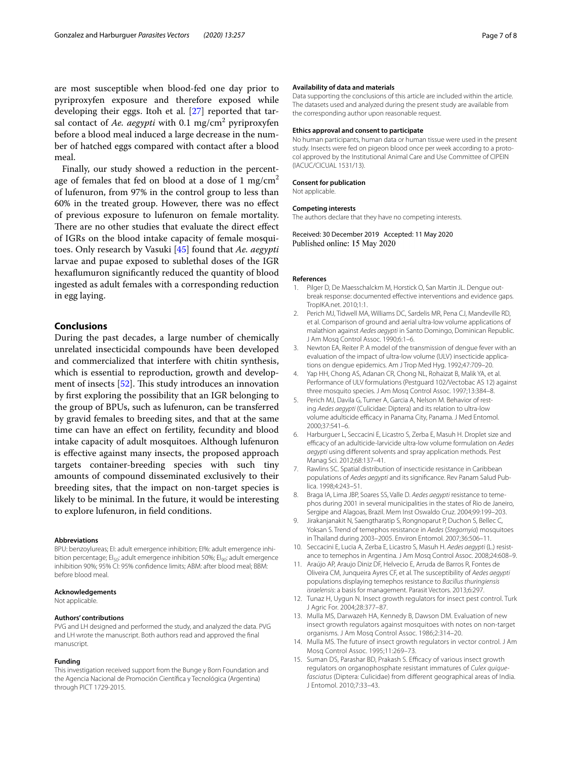are most susceptible when blood-fed one day prior to pyriproxyfen exposure and therefore exposed while developing their eggs. Itoh et al. [27] reported that tarsal contact of *Ae. aegypti* with 0.1 mg/cm$^2$ pyriproxyfen before a blood meal induced a large decrease in the number of hatched eggs compared with contact after a blood meal.

Finally, our study showed a reduction in the percentage of females that fed on blood at a dose of 1 mg/cm$^2$ of lufenuron, from 97% in the control group to less than 60% in the treated group. However, there was no effect of previous exposure to lufenuron on female mortality. There are no other studies that evaluate the direct effect of IGRs on the blood intake capacity of female mosquitoes. Only research by Vasuki [45] found that *Ae. aegypti* larvae and pupae exposed to sublethal doses of the IGR hexaflumuron significantly reduced the quantity of blood ingested as adult females with a corresponding reduction in egg laying.

## Conclusions

During the past decades, a large number of chemically unrelated insecticidal compounds have been developed and commercialized that interfere with chitin synthesis, which is essential to reproduction, growth and development of insects [52]. This study introduces an innovation by first exploring the possibility that an IGR belonging to the group of BPUs, such as lufenuron, can be transferred by gravid females to breeding sites, and that at the same time can have an effect on fertility, fecundity and blood intake capacity of adult mosquitoes. Although lufenuron is effective against many insects, the proposed approach targets container-breeding species with such tiny amounts of compound disseminated exclusively to their breeding sites, that the impact on non-target species is likely to be minimal. In the future, it would be interesting to explore lufenuron, in field conditions.

#### Abbreviations

BPU: benzoylureas; EI: adult emergence inhibition; EI%: adult emergence inhibition percentage; $EI_{50}$: adult emergence inhibition 50%; $EI_{90}$: adult emergence inhibition 90%; 95% CI: 95% confidence limits; ABM: after blood meal; BBM: before blood meal.

#### Acknowledgements

Not applicable.

#### Authors' contributions

PVG and LH designed and performed the study, and analyzed the data. PVG and LH wrote the manuscript. Both authors read and approved the final manuscript.

#### Funding

This investigation received support from the Bunge y Born Foundation and the Agencia Nacional de Promoción Científica y Tecnológica (Argentina) through PICT 1729-2015.

#### Availability of data and materials

Data supporting the conclusions of this article are included within the article. The datasets used and analyzed during the present study are available from the corresponding author upon reasonable request.

#### Ethics approval and consent to participate

No human participants, human data or human tissue were used in the present study. Insects were fed on pigeon blood once per week according to a protocol approved by the Institutional Animal Care and Use Committee of CIPEIN (IACUC/CICUAL 1531/13).

#### Consent for publication

Not applicable.

#### Competing interests

The authors declare that they have no competing interests.

Received: 30 December 2019 Accepted: 11 May 2020
Published online: 15 May 2020

#### References

1. Pilger D, De Maesschalckm M, Horstick O, San Martin JL. Dengue outbreak response: documented effective interventions and evidence gaps. TropIKA.net. 2010;1:1.
2. Perich MJ, Tidwell MA, Williams DC, Sardelis MR, Pena CJ, Mandeville RD, et al. Comparison of ground and aerial ultra-low volume applications of malathion against *Aedes aegypti* in Santo Domingo, Dominican Republic. J Am Mosq Control Assoc. 1990;6:1–6.
3. Newton EA, Reiter P. A model of the transmission of dengue fever with an evaluation of the impact of ultra-low volume (ULV) insecticide applications on dengue epidemics. Am J Trop Med Hyg. 1992;47:709–20.
4. Yap HH, Chong AS, Adanan CR, Chong NL, Rohaizat B, Malik YA, et al. Performance of ULV formulations (Pestguard 102/Vectobac AS 12) against three mosquito species. J Am Mosq Control Assoc. 1997;13:384–8.
5. Perich MJ, Davila G, Turner A, Garcia A, Nelson M. Behavior of resting *Aedes aegypti* (Culicidae: Diptera) and its relation to ultra-low volume adulticide efficacy in Panama City, Panama. J Med Entomol. 2000;37:541–6.
6. Harburguer L, Seccacini E, Licastro S, Zerba E, Masuh H. Droplet size and efficacy of an adulticide-larvicide ultra-low volume formulation on *Aedes aegypti* using different solvents and spray application methods. Pest Manag Sci. 2012;68:137–41.
7. Rawlins SC. Spatial distribution of insecticide resistance in Caribbean populations of *Aedes aegypti* and its significance. Rev Panam Salud Publica. 1998;4:243–51.
8. Braga IA, Lima JBP, Soares SS, Valle D. *Aedes aegypti* resistance to temephos during 2001 in several municipalities in the states of Rio de Janeiro, Sergipe and Alagoas, Brazil. Mem Inst Oswaldo Cruz. 2004;99:199–203.
9. Jirakanjanakit N, Saengtharatip S, Rongnoparut P, Duchon S, Bellec C, Yoksan S. Trend of temephos resistance in *Aedes* (*Stegomyia*) mosquitoes in Thailand during 2003–2005. Environ Entomol. 2007;36:506–11.
10. Seccacini E, Lucia A, Zerba E, Licastro S, Masuh H. *Aedes aegypti* (L.) resistance to temephos in Argentina. J Am Mosq Control Assoc. 2008;24:608–9.
11. Araújo AP, Araujo Diniz DF, Helvecio E, Arruda de Barros R, Fontes de Oliveira CM, Junqueira Ayres CF, et al. The susceptibility of *Aedes aegypti* populations displaying temephos resistance to *Bacillus thuringiensis israelensis*: a basis for management. Parasit Vectors. 2013;6:297.
12. Tunaz H, Uygun N. Insect growth regulators for insect pest control. Turk J Agric For. 2004;28:377–87.
13. Mulla MS, Darwazeh HA, Kennedy B, Dawson DM. Evaluation of new insect growth regulators against mosquitoes with notes on non-target organisms. J Am Mosq Control Assoc. 1986;2:314–20.
14. Mulla MS. The future of insect growth regulators in vector control. J Am Mosq Control Assoc. 1995;11:269–73.
15. Suman DS, Parashar BD, Prakash S. Efficacy of various insect growth regulators on organophosphate resistant immatures of *Culex quinquefasciatus* (Diptera: Culicidae) from different geographical areas of India. J Entomol. 2010;7:33–43.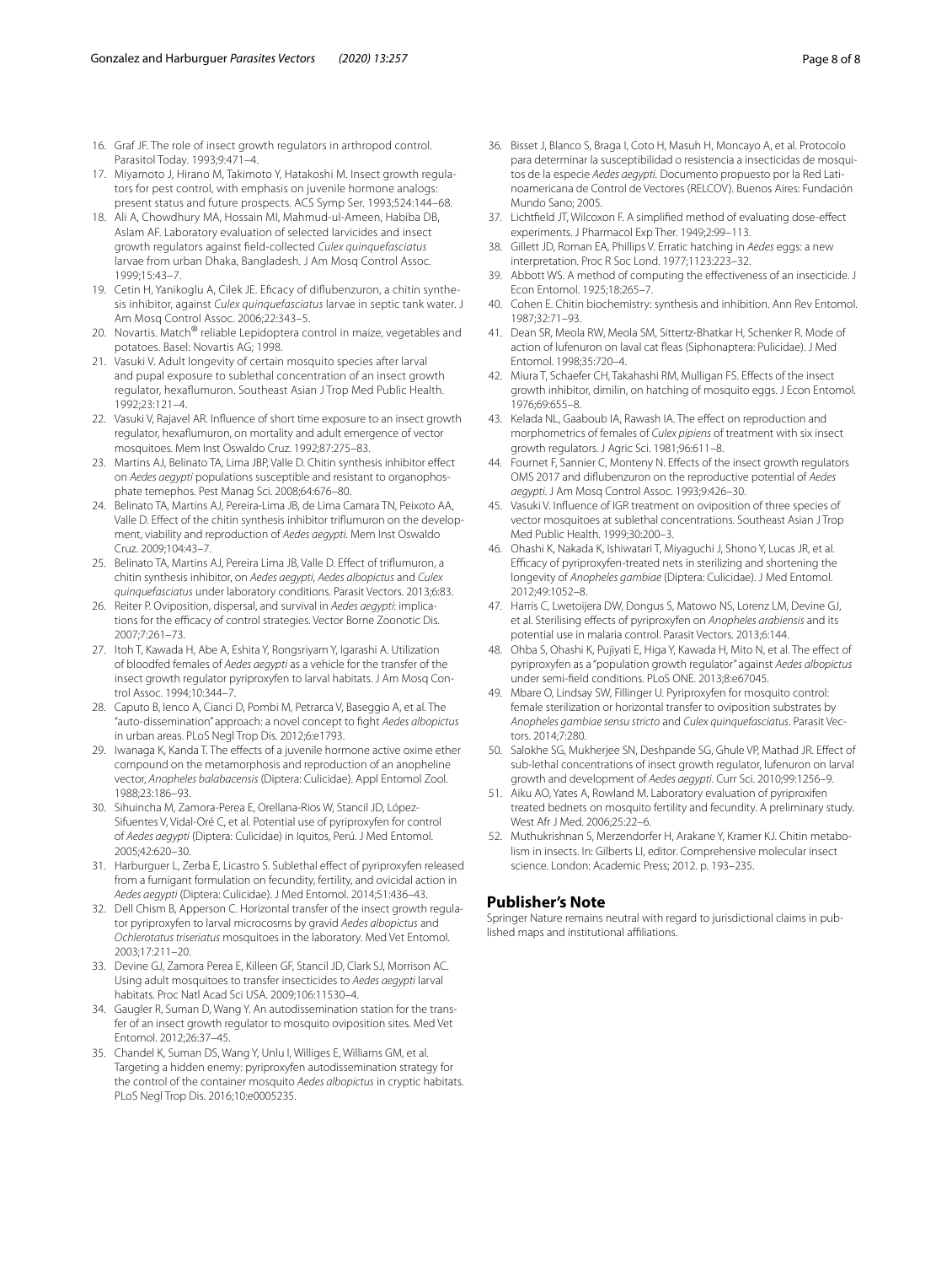16. Graf JF. The role of insect growth regulators in arthropod control. Parasitol Today. 1993;9:471–4.
17. Miyamoto J, Hirano M, Takimoto Y, Hatakoshi M. Insect growth regulators for pest control, with emphasis on juvenile hormone analogs: present status and future prospects. ACS Symp Ser. 1993;524:144–68.
18. Ali A, Chowdhury MA, Hossain MI, Mahmud-ul-Ameen, Habiba DB, Aslam AF. Laboratory evaluation of selected larvicides and insect growth regulators against field-collected *Culex quinquefasciatus* larvae from urban Dhaka, Bangladesh. J Am Mosq Control Assoc. 1999;15:43–7.
19. Cetin H, Yanikoglu A, Cilek JE. Eficacy of diflubenzuron, a chitin synthesis inhibitor, against *Culex quinquefasciatus* larvae in septic tank water. J Am Mosq Control Assoc. 2006;22:343–5.
20. Novartis. Match® reliable Lepidoptera control in maize, vegetables and potatoes. Basel: Novartis AG; 1998.
21. Vasuki V. Adult longevity of certain mosquito species after larval and pupal exposure to sublethal concentration of an insect growth regulator, hexaflumuron. Southeast Asian J Trop Med Public Health. 1992;23:121–4.
22. Vasuki V, Rajavel AR. Influence of short time exposure to an insect growth regulator, hexaflumuron, on mortality and adult emergence of vector mosquitoes. Mem Inst Oswaldo Cruz. 1992;87:275–83.
23. Martins AJ, Belinato TA, Lima JBP, Valle D. Chitin synthesis inhibitor effect on *Aedes aegypti* populations susceptible and resistant to organophosphate temephos. Pest Manag Sci. 2008;64:676–80.
24. Belinato TA, Martins AJ, Pereira-Lima JB, de Lima Camara TN, Peixoto AA, Valle D. Effect of the chitin synthesis inhibitor triflumuron on the development, viability and reproduction of *Aedes aegypti*. Mem Inst Oswaldo Cruz. 2009;104:43–7.
25. Belinato TA, Martins AJ, Pereira Lima JB, Valle D. Effect of triflumuron, a chitin synthesis inhibitor, on *Aedes aegypti*, *Aedes albopictus* and *Culex quinquefasciatus* under laboratory conditions. Parasit Vectors. 2013;6:83.
26. Reiter P. Oviposition, dispersal, and survival in *Aedes aegypti*: implications for the efficacy of control strategies. Vector Borne Zoonotic Dis. 2007;7:261–73.
27. Itoh T, Kawada H, Abe A, Eshita Y, Rongsriyam Y, Igarashi A. Utilization of bloodfed females of *Aedes aegypti* as a vehicle for the transfer of the insect growth regulator pyriproxyfen to larval habitats. J Am Mosq Control Assoc. 1994;10:344–7.
28. Caputo B, Ienco A, Cianci D, Pombi M, Petrarca V, Baseggio A, et al. The "auto-dissemination" approach: a novel concept to fight *Aedes albopictus* in urban areas. PLoS Negl Trop Dis. 2012;6:e1793.
29. Iwanaga K, Kanda T. The effects of a juvenile hormone active oxime ether compound on the metamorphosis and reproduction of an anopheline vector, *Anopheles balabacensis* (Diptera: Culicidae). Appl Entomol Zool. 1988;23:186–93.
30. Sihuincha M, Zamora-Perea E, Orellana-Rios W, Stancil JD, López-Sifuentes V, Vidal-Oré C, et al. Potential use of pyriproxyfen for control of *Aedes aegypti* (Diptera: Culicidae) in Iquitos, Perú. J Med Entomol. 2005;42:620–30.
31. Harburguer L, Zerba E, Licastro S. Sublethal effect of pyriproxyfen released from a fumigant formulation on fecundity, fertility, and ovicidal action in *Aedes aegypti* (Diptera: Culicidae). J Med Entomol. 2014;51:436–43.
32. Dell Chism B, Apperson C. Horizontal transfer of the insect growth regulator pyriproxyfen to larval microcosms by gravid *Aedes albopictus* and *Ochlerotatus triseriatus* mosquitoes in the laboratory. Med Vet Entomol. 2003;17:211–20.
33. Devine GJ, Zamora Perea E, Killeen GF, Stancil JD, Clark SJ, Morrison AC. Using adult mosquitoes to transfer insecticides to *Aedes aegypti* larval habitats. Proc Natl Acad Sci USA. 2009;106:11530–4.
34. Gaugler R, Suman D, Wang Y. An autodissemination station for the transfer of an insect growth regulator to mosquito oviposition sites. Med Vet Entomol. 2012;26:37–45.
35. Chandel K, Suman DS, Wang Y, Unlu I, Williges E, Williams GM, et al. Targeting a hidden enemy: pyriproxyfen autodissemination strategy for the control of the container mosquito *Aedes albopictus* in cryptic habitats. PLoS Negl Trop Dis. 2016;10:e0005235.
36. Bisset J, Blanco S, Braga I, Coto H, Masuh H, Moncayo A, et al. Protocolo para determinar la susceptibilidad o resistencia a insecticidas de mosquitos de la especie *Aedes aegypti*. Documento propuesto por la Red Latinoamericana de Control de Vectores (RELCOV). Buenos Aires: Fundación Mundo Sano; 2005.
37. Lichtfield JT, Wilcoxon F. A simplified method of evaluating dose-effect experiments. J Pharmacol Exp Ther. 1949;2:99–113.
38. Gillett JD, Roman EA, Phillips V. Erratic hatching in *Aedes* eggs: a new interpretation. Proc R Soc Lond. 1977;1123:223–32.
39. Abbott WS. A method of computing the effectiveness of an insecticide. J Econ Entomol. 1925;18:265–7.
40. Cohen E. Chitin biochemistry: synthesis and inhibition. Ann Rev Entomol. 1987;32:71–93.
41. Dean SR, Meola RW, Meola SM, Sittertz-Bhatkar H, Schenker R. Mode of action of lufenuron on laval cat fleas (Siphonaptera: Pulicidae). J Med Entomol. 1998;35:720–4.
42. Miura T, Schaefer CH, Takahashi RM, Mulligan FS. Effects of the insect growth inhibitor, dimilin, on hatching of mosquito eggs. J Econ Entomol. 1976;69:655–8.
43. Kelada NL, Gaaboub IA, Rawash IA. The effect on reproduction and morphometrics of females of *Culex pipiens* of treatment with six insect growth regulators. J Agric Sci. 1981;96:611–8.
44. Fournet F, Sannier C, Monteny N. Effects of the insect growth regulators OMS 2017 and diflubenzuron on the reproductive potential of *Aedes aegypti*. J Am Mosq Control Assoc. 1993;9:426–30.
45. Vasuki V. Influence of IGR treatment on oviposition of three species of vector mosquitoes at sublethal concentrations. Southeast Asian J Trop Med Public Health. 1999;30:200–3.
46. Ohashi K, Nakada K, Ishiwatari T, Miyaguchi J, Shono Y, Lucas JR, et al. Efficacy of pyriproxyfen-treated nets in sterilizing and shortening the longevity of *Anopheles gambiae* (Diptera: Culicidae). J Med Entomol. 2012;49:1052–8.
47. Harris C, Lwetoijera DW, Dongus S, Matowo NS, Lorenz LM, Devine GJ, et al. Sterilising effects of pyriproxyfen on *Anopheles arabiensis* and its potential use in malaria control. Parasit Vectors. 2013;6:144.
48. Ohba S, Ohashi K, Pujiyati E, Higa Y, Kawada H, Mito N, et al. The effect of pyriproxyfen as a "population growth regulator" against *Aedes albopictus* under semi-field conditions. PLoS ONE. 2013;8:e67045.
49. Mbare O, Lindsay SW, Fillinger U. Pyriproxyfen for mosquito control: female sterilization or horizontal transfer to oviposition substrates by *Anopheles gambiae sensu stricto* and *Culex quinquefasciatus*. Parasit Vectors. 2014;7:280.
50. Salokhe SG, Mukherjee SN, Deshpande SG, Ghule VP, Mathad JR. Effect of sub-lethal concentrations of insect growth regulator, lufenuron on larval growth and development of *Aedes aegypti*. Curr Sci. 2010;99:1256–9.
51. Aiku AO, Yates A, Rowland M. Laboratory evaluation of pyriproxifen treated bednets on mosquito fertility and fecundity. A preliminary study. West Afr J Med. 2006;25:22–6.
52. Muthukrishnan S, Merzendorfer H, Arakane Y, Kramer KJ. Chitin metabolism in insects. In: Gilberts LI, editor. Comprehensive molecular insect science. London: Academic Press; 2012. p. 193–235.

## Publisher's Note

Springer Nature remains neutral with regard to jurisdictional claims in published maps and institutional affiliations.